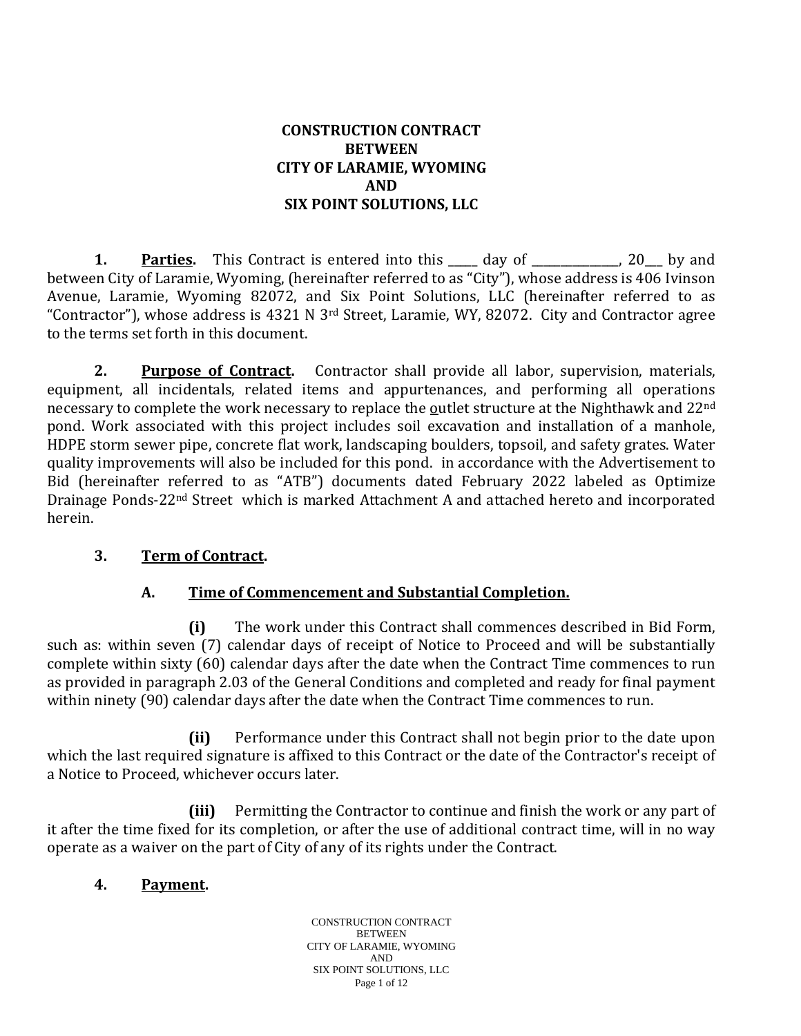# CONSTRUCTION CONTRACT BETWEEN CITY OF LARAMIE, WYOMING AND SIX POINT SOLUTIONS, LLC

**1. Parties.** This Contract is entered into this _____ day of _______________, 20___ by and between City of Laramie, Wyoming, (hereinafter referred to as "City"), whose address is 406 Ivinson Avenue, Laramie, Wyoming 82072, and Six Point Solutions, LLC (hereinafter referred to as "Contractor"), whose address is 4321 N 3rd Street, Laramie, WY, 82072. City and Contractor agree to the terms set forth in this document.

**2. Purpose of Contract.** Contractor shall provide all labor, supervision, materials, equipment, all incidentals, related items and appurtenances, and performing all operations necessary to complete the work necessary to replace the outlet structure at the Nighthawk and 22nd pond. Work associated with this project includes soil excavation and installation of a manhole, HDPE storm sewer pipe, concrete flat work, landscaping boulders, topsoil, and safety grates. Water quality improvements will also be included for this pond. in accordance with the Advertisement to Bid (hereinafter referred to as "ATB") documents dated February 2022 labeled as Optimize Drainage Ponds-22nd Street which is marked Attachment A and attached hereto and incorporated herein.

**3. Term of Contract.**

**A. Time of Commencement and Substantial Completion.**

**(i)** The work under this Contract shall commences described in Bid Form, such as: within seven (7) calendar days of receipt of Notice to Proceed and will be substantially complete within sixty (60) calendar days after the date when the Contract Time commences to run as provided in paragraph 2.03 of the General Conditions and completed and ready for final payment within ninety (90) calendar days after the date when the Contract Time commences to run.

**(ii)** Performance under this Contract shall not begin prior to the date upon which the last required signature is affixed to this Contract or the date of the Contractor's receipt of a Notice to Proceed, whichever occurs later.

**(iii)** Permitting the Contractor to continue and finish the work or any part of it after the time fixed for its completion, or after the use of additional contract time, will in no way operate as a waiver on the part of City of any of its rights under the Contract.

**4. Payment.**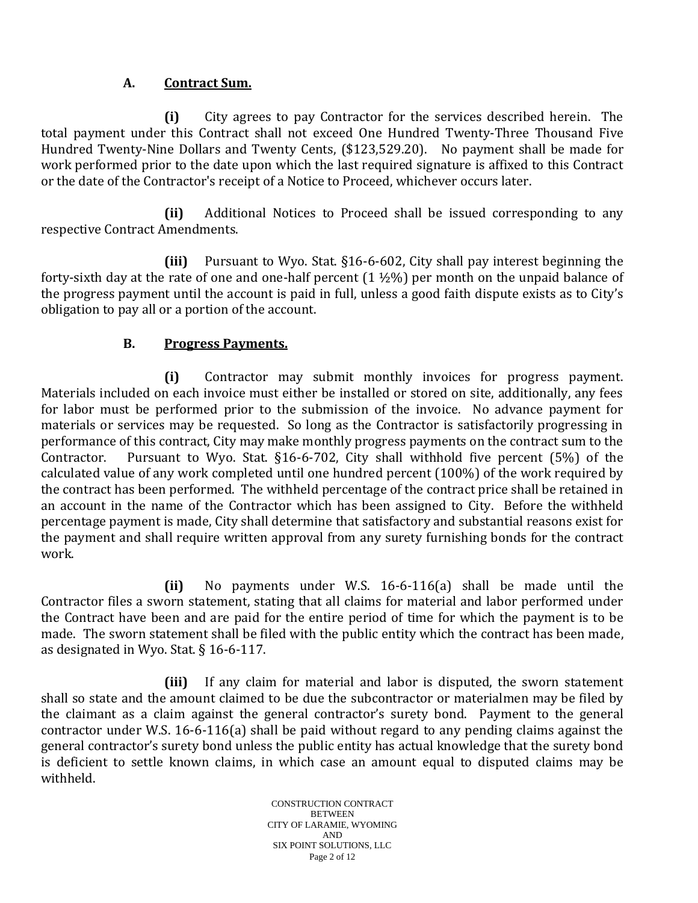### A. Contract Sum.

**(i)** City agrees to pay Contractor for the services described herein. The total payment under this Contract shall not exceed One Hundred Twenty-Three Thousand Five Hundred Twenty-Nine Dollars and Twenty Cents, ($123,529.20). No payment shall be made for work performed prior to the date upon which the last required signature is affixed to this Contract or the date of the Contractor's receipt of a Notice to Proceed, whichever occurs later.

**(ii)** Additional Notices to Proceed shall be issued corresponding to any respective Contract Amendments.

**(iii)** Pursuant to Wyo. Stat. §16-6-602, City shall pay interest beginning the forty-sixth day at the rate of one and one-half percent (1 ½%) per month on the unpaid balance of the progress payment until the account is paid in full, unless a good faith dispute exists as to City's obligation to pay all or a portion of the account.

### B. Progress Payments.

**(i)** Contractor may submit monthly invoices for progress payment. Materials included on each invoice must either be installed or stored on site, additionally, any fees for labor must be performed prior to the submission of the invoice. No advance payment for materials or services may be requested. So long as the Contractor is satisfactorily progressing in performance of this contract, City may make monthly progress payments on the contract sum to the Contractor. Pursuant to Wyo. Stat. §16-6-702, City shall withhold five percent (5%) of the calculated value of any work completed until one hundred percent (100%) of the work required by the contract has been performed. The withheld percentage of the contract price shall be retained in an account in the name of the Contractor which has been assigned to City. Before the withheld percentage payment is made, City shall determine that satisfactory and substantial reasons exist for the payment and shall require written approval from any surety furnishing bonds for the contract work.

**(ii)** No payments under W.S. 16-6-116(a) shall be made until the Contractor files a sworn statement, stating that all claims for material and labor performed under the Contract have been and are paid for the entire period of time for which the payment is to be made. The sworn statement shall be filed with the public entity which the contract has been made, as designated in Wyo. Stat. § 16-6-117.

**(iii)** If any claim for material and labor is disputed, the sworn statement shall so state and the amount claimed to be due the subcontractor or materialmen may be filed by the claimant as a claim against the general contractor's surety bond. Payment to the general contractor under W.S. 16-6-116(a) shall be paid without regard to any pending claims against the general contractor's surety bond unless the public entity has actual knowledge that the surety bond is deficient to settle known claims, in which case an amount equal to disputed claims may be withheld.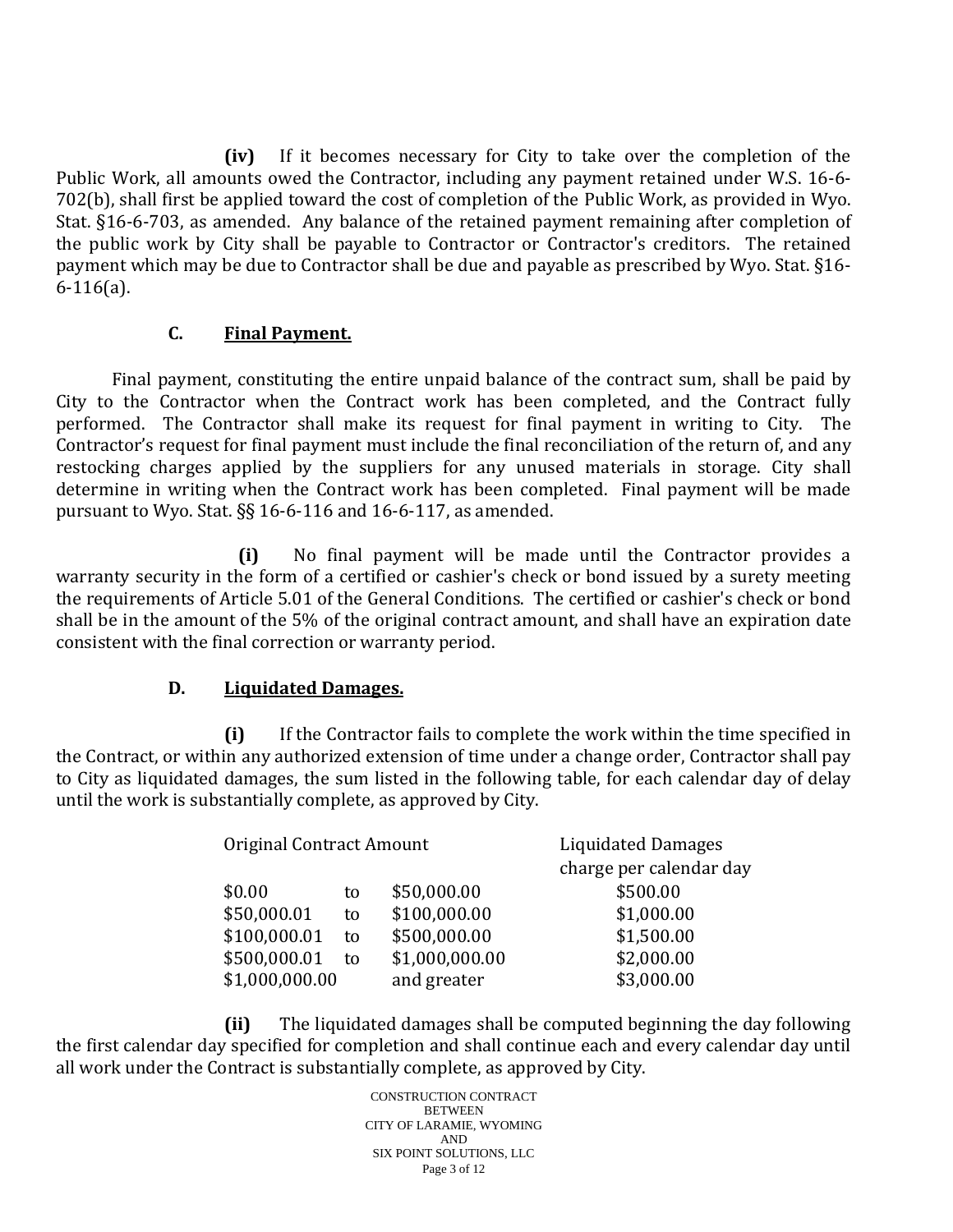**(iv)** If it becomes necessary for City to take over the completion of the Public Work, all amounts owed the Contractor, including any payment retained under W.S. 16-6-702(b), shall first be applied toward the cost of completion of the Public Work, as provided in Wyo. Stat. §16-6-703, as amended. Any balance of the retained payment remaining after completion of the public work by City shall be payable to Contractor or Contractor's creditors. The retained payment which may be due to Contractor shall be due and payable as prescribed by Wyo. Stat. §16-6-116(a).

**C. Final Payment.**

Final payment, constituting the entire unpaid balance of the contract sum, shall be paid by City to the Contractor when the Contract work has been completed, and the Contract fully performed. The Contractor shall make its request for final payment in writing to City. The Contractor's request for final payment must include the final reconciliation of the return of, and any restocking charges applied by the suppliers for any unused materials in storage. City shall determine in writing when the Contract work has been completed. Final payment will be made pursuant to Wyo. Stat. §§ 16-6-116 and 16-6-117, as amended.

**(i)** No final payment will be made until the Contractor provides a warranty security in the form of a certified or cashier's check or bond issued by a surety meeting the requirements of Article 5.01 of the General Conditions. The certified or cashier's check or bond shall be in the amount of the 5% of the original contract amount, and shall have an expiration date consistent with the final correction or warranty period.

**D. Liquidated Damages.**

**(i)** If the Contractor fails to complete the work within the time specified in the Contract, or within any authorized extension of time under a change order, Contractor shall pay to City as liquidated damages, the sum listed in the following table, for each calendar day of delay until the work is substantially complete, as approved by City.

| Original Contract Amount | | | Liquidated Damages charge per calendar day |
|---|---|---|---|
| $0.00 | to | $50,000.00 | $500.00 |
| $50,000.01 | to | $100,000.00 | $1,000.00 |
| $100,000.01 | to | $500,000.00 | $1,500.00 |
| $500,000.01 | to | $1,000,000.00 | $2,000.00 |
| $1,000,000.00 | | and greater | $3,000.00 |

**(ii)** The liquidated damages shall be computed beginning the day following the first calendar day specified for completion and shall continue each and every calendar day until all work under the Contract is substantially complete, as approved by City.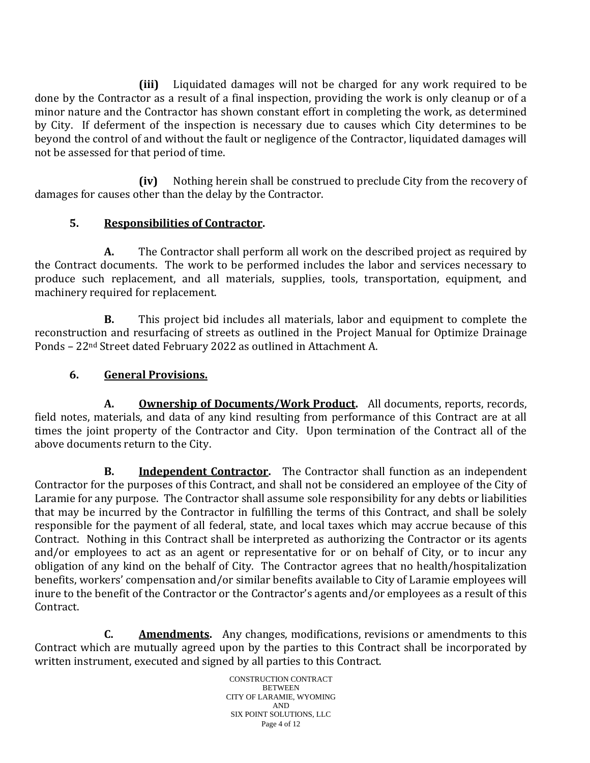**(iii)** Liquidated damages will not be charged for any work required to be done by the Contractor as a result of a final inspection, providing the work is only cleanup or of a minor nature and the Contractor has shown constant effort in completing the work, as determined by City. If deferment of the inspection is necessary due to causes which City determines to be beyond the control of and without the fault or negligence of the Contractor, liquidated damages will not be assessed for that period of time.

**(iv)** Nothing herein shall be construed to preclude City from the recovery of damages for causes other than the delay by the Contractor.

## 5. Responsibilities of Contractor.

**A.** The Contractor shall perform all work on the described project as required by the Contract documents. The work to be performed includes the labor and services necessary to produce such replacement, and all materials, supplies, tools, transportation, equipment, and machinery required for replacement.

**B.** This project bid includes all materials, labor and equipment to complete the reconstruction and resurfacing of streets as outlined in the Project Manual for Optimize Drainage Ponds – 22nd Street dated February 2022 as outlined in Attachment A.

## 6. General Provisions.

**A. Ownership of Documents/Work Product.** All documents, reports, records, field notes, materials, and data of any kind resulting from performance of this Contract are at all times the joint property of the Contractor and City. Upon termination of the Contract all of the above documents return to the City.

**B. Independent Contractor.** The Contractor shall function as an independent Contractor for the purposes of this Contract, and shall not be considered an employee of the City of Laramie for any purpose. The Contractor shall assume sole responsibility for any debts or liabilities that may be incurred by the Contractor in fulfilling the terms of this Contract, and shall be solely responsible for the payment of all federal, state, and local taxes which may accrue because of this Contract. Nothing in this Contract shall be interpreted as authorizing the Contractor or its agents and/or employees to act as an agent or representative for or on behalf of City, or to incur any obligation of any kind on the behalf of City. The Contractor agrees that no health/hospitalization benefits, workers' compensation and/or similar benefits available to City of Laramie employees will inure to the benefit of the Contractor or the Contractor's agents and/or employees as a result of this Contract.

**C. Amendments.** Any changes, modifications, revisions or amendments to this Contract which are mutually agreed upon by the parties to this Contract shall be incorporated by written instrument, executed and signed by all parties to this Contract.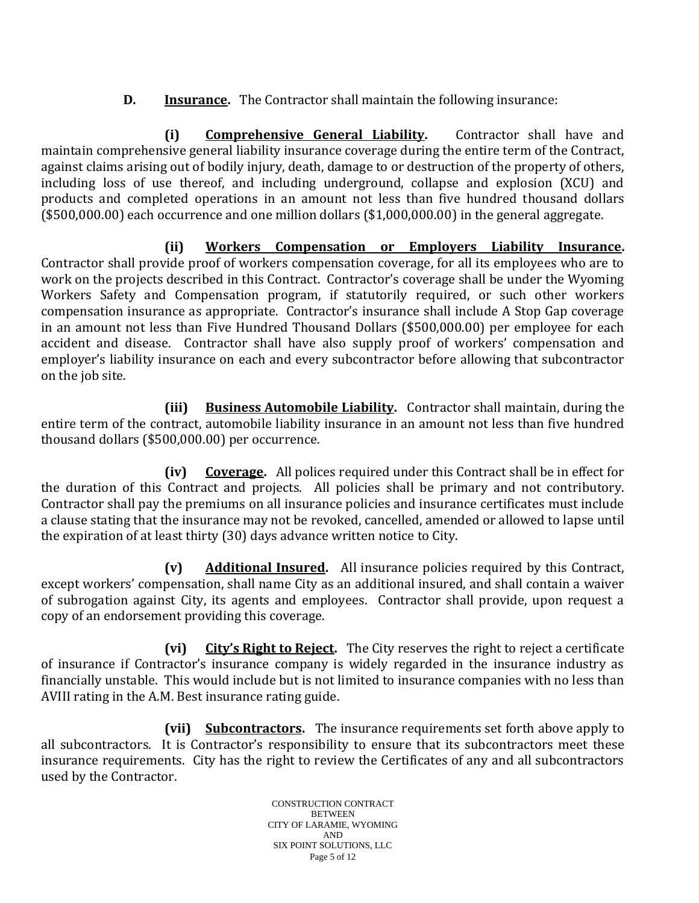**D. Insurance.** The Contractor shall maintain the following insurance:

**(i) Comprehensive General Liability.** Contractor shall have and maintain comprehensive general liability insurance coverage during the entire term of the Contract, against claims arising out of bodily injury, death, damage to or destruction of the property of others, including loss of use thereof, and including underground, collapse and explosion (XCU) and products and completed operations in an amount not less than five hundred thousand dollars ($500,000.00) each occurrence and one million dollars ($1,000,000.00) in the general aggregate.

**(ii) Workers Compensation or Employers Liability Insurance.** Contractor shall provide proof of workers compensation coverage, for all its employees who are to work on the projects described in this Contract. Contractor's coverage shall be under the Wyoming Workers Safety and Compensation program, if statutorily required, or such other workers compensation insurance as appropriate. Contractor's insurance shall include A Stop Gap coverage in an amount not less than Five Hundred Thousand Dollars ($500,000.00) per employee for each accident and disease. Contractor shall have also supply proof of workers' compensation and employer's liability insurance on each and every subcontractor before allowing that subcontractor on the job site.

**(iii) Business Automobile Liability.** Contractor shall maintain, during the entire term of the contract, automobile liability insurance in an amount not less than five hundred thousand dollars ($500,000.00) per occurrence.

**(iv) Coverage.** All polices required under this Contract shall be in effect for the duration of this Contract and projects. All policies shall be primary and not contributory. Contractor shall pay the premiums on all insurance policies and insurance certificates must include a clause stating that the insurance may not be revoked, cancelled, amended or allowed to lapse until the expiration of at least thirty (30) days advance written notice to City.

**(v) Additional Insured.** All insurance policies required by this Contract, except workers' compensation, shall name City as an additional insured, and shall contain a waiver of subrogation against City, its agents and employees. Contractor shall provide, upon request a copy of an endorsement providing this coverage.

**(vi) City's Right to Reject.** The City reserves the right to reject a certificate of insurance if Contractor's insurance company is widely regarded in the insurance industry as financially unstable. This would include but is not limited to insurance companies with no less than AVIII rating in the A.M. Best insurance rating guide.

**(vii) Subcontractors.** The insurance requirements set forth above apply to all subcontractors. It is Contractor's responsibility to ensure that its subcontractors meet these insurance requirements. City has the right to review the Certificates of any and all subcontractors used by the Contractor.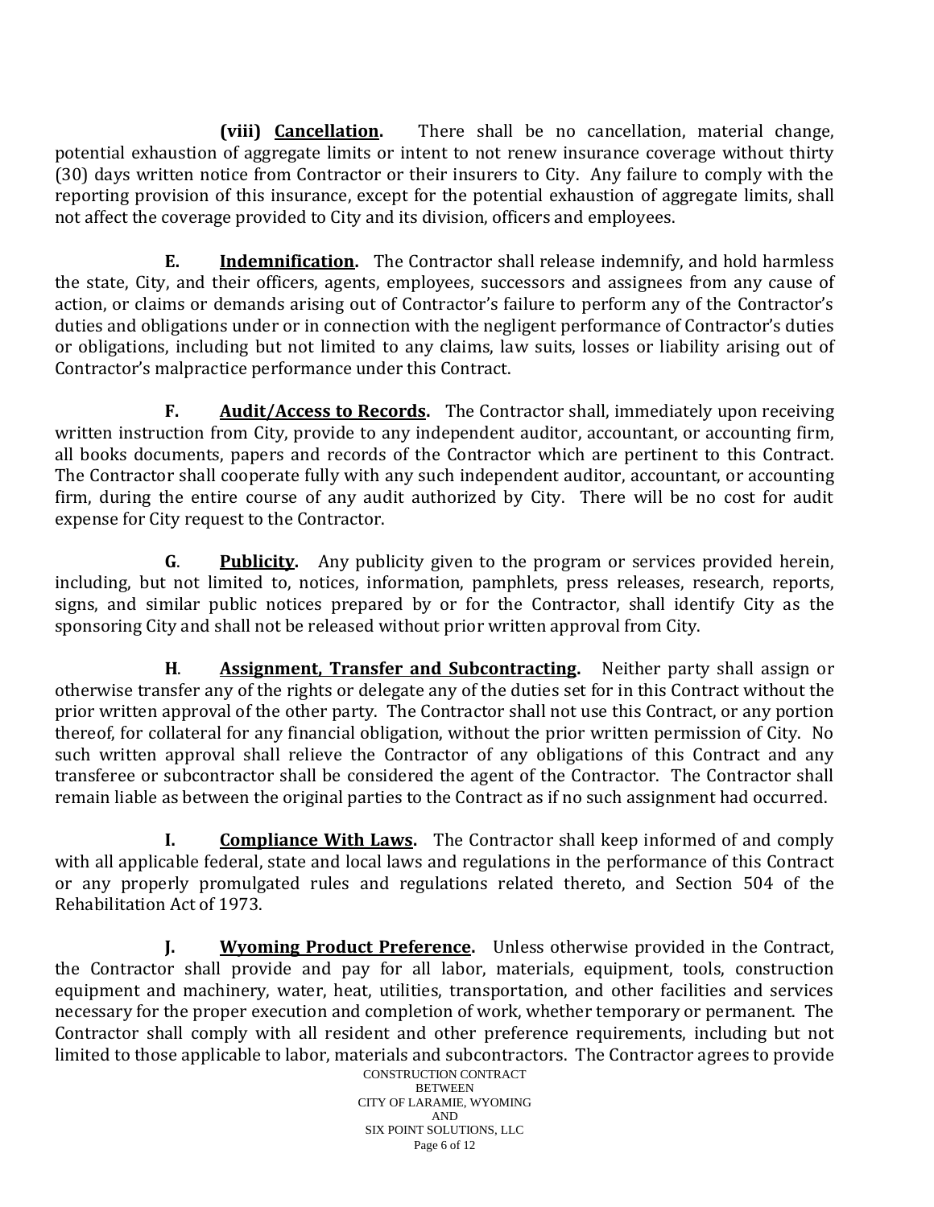**(viii) <u>Cancellation</u>.** There shall be no cancellation, material change, potential exhaustion of aggregate limits or intent to not renew insurance coverage without thirty (30) days written notice from Contractor or their insurers to City. Any failure to comply with the reporting provision of this insurance, except for the potential exhaustion of aggregate limits, shall not affect the coverage provided to City and its division, officers and employees.

**E. <u>Indemnification</u>.** The Contractor shall release indemnify, and hold harmless the state, City, and their officers, agents, employees, successors and assignees from any cause of action, or claims or demands arising out of Contractor's failure to perform any of the Contractor's duties and obligations under or in connection with the negligent performance of Contractor's duties or obligations, including but not limited to any claims, law suits, losses or liability arising out of Contractor's malpractice performance under this Contract.

**F. <u>Audit/Access to Records</u>.** The Contractor shall, immediately upon receiving written instruction from City, provide to any independent auditor, accountant, or accounting firm, all books documents, papers and records of the Contractor which are pertinent to this Contract. The Contractor shall cooperate fully with any such independent auditor, accountant, or accounting firm, during the entire course of any audit authorized by City. There will be no cost for audit expense for City request to the Contractor.

**G. <u>Publicity</u>.** Any publicity given to the program or services provided herein, including, but not limited to, notices, information, pamphlets, press releases, research, reports, signs, and similar public notices prepared by or for the Contractor, shall identify City as the sponsoring City and shall not be released without prior written approval from City.

**H. <u>Assignment, Transfer and Subcontracting</u>.** Neither party shall assign or otherwise transfer any of the rights or delegate any of the duties set for in this Contract without the prior written approval of the other party. The Contractor shall not use this Contract, or any portion thereof, for collateral for any financial obligation, without the prior written permission of City. No such written approval shall relieve the Contractor of any obligations of this Contract and any transferee or subcontractor shall be considered the agent of the Contractor. The Contractor shall remain liable as between the original parties to the Contract as if no such assignment had occurred.

**I. <u>Compliance With Laws</u>.** The Contractor shall keep informed of and comply with all applicable federal, state and local laws and regulations in the performance of this Contract or any properly promulgated rules and regulations related thereto, and Section 504 of the Rehabilitation Act of 1973.

**J. <u>Wyoming Product Preference</u>.** Unless otherwise provided in the Contract, the Contractor shall provide and pay for all labor, materials, equipment, tools, construction equipment and machinery, water, heat, utilities, transportation, and other facilities and services necessary for the proper execution and completion of work, whether temporary or permanent. The Contractor shall comply with all resident and other preference requirements, including but not limited to those applicable to labor, materials and subcontractors. The Contractor agrees to provide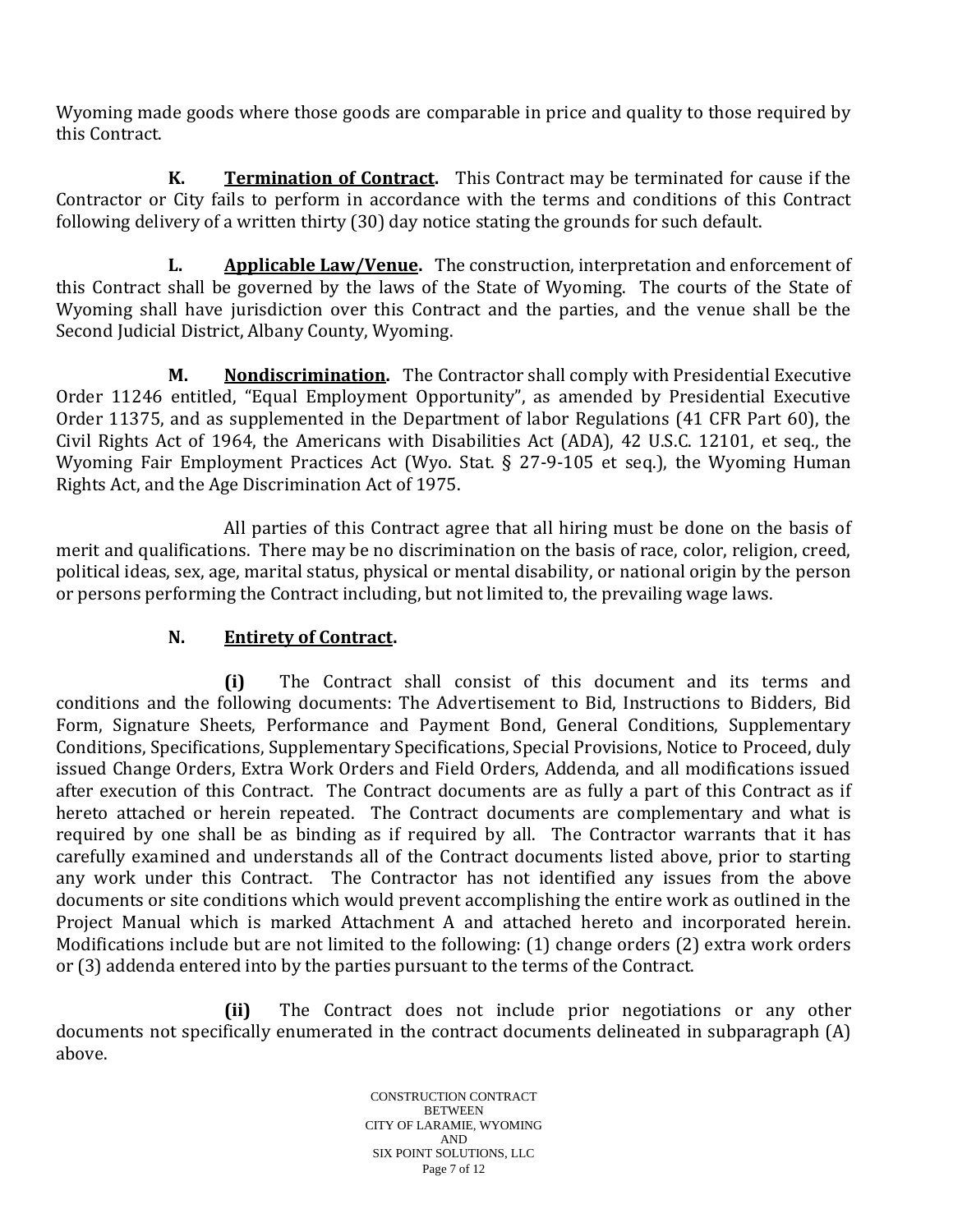Wyoming made goods where those goods are comparable in price and quality to those required by this Contract.

**K.** **Termination of Contract.** This Contract may be terminated for cause if the Contractor or City fails to perform in accordance with the terms and conditions of this Contract following delivery of a written thirty (30) day notice stating the grounds for such default.

**L.** **Applicable Law/Venue.** The construction, interpretation and enforcement of this Contract shall be governed by the laws of the State of Wyoming. The courts of the State of Wyoming shall have jurisdiction over this Contract and the parties, and the venue shall be the Second Judicial District, Albany County, Wyoming.

**M.** **Nondiscrimination.** The Contractor shall comply with Presidential Executive Order 11246 entitled, "Equal Employment Opportunity", as amended by Presidential Executive Order 11375, and as supplemented in the Department of labor Regulations (41 CFR Part 60), the Civil Rights Act of 1964, the Americans with Disabilities Act (ADA), 42 U.S.C. 12101, et seq., the Wyoming Fair Employment Practices Act (Wyo. Stat. § 27-9-105 et seq.), the Wyoming Human Rights Act, and the Age Discrimination Act of 1975.

All parties of this Contract agree that all hiring must be done on the basis of merit and qualifications. There may be no discrimination on the basis of race, color, religion, creed, political ideas, sex, age, marital status, physical or mental disability, or national origin by the person or persons performing the Contract including, but not limited to, the prevailing wage laws.

**N.** **Entirety of Contract.**

**(i)** The Contract shall consist of this document and its terms and conditions and the following documents: The Advertisement to Bid, Instructions to Bidders, Bid Form, Signature Sheets, Performance and Payment Bond, General Conditions, Supplementary Conditions, Specifications, Supplementary Specifications, Special Provisions, Notice to Proceed, duly issued Change Orders, Extra Work Orders and Field Orders, Addenda, and all modifications issued after execution of this Contract. The Contract documents are as fully a part of this Contract as if hereto attached or herein repeated. The Contract documents are complementary and what is required by one shall be as binding as if required by all. The Contractor warrants that it has carefully examined and understands all of the Contract documents listed above, prior to starting any work under this Contract. The Contractor has not identified any issues from the above documents or site conditions which would prevent accomplishing the entire work as outlined in the Project Manual which is marked Attachment A and attached hereto and incorporated herein. Modifications include but are not limited to the following: (1) change orders (2) extra work orders or (3) addenda entered into by the parties pursuant to the terms of the Contract.

**(ii)** The Contract does not include prior negotiations or any other documents not specifically enumerated in the contract documents delineated in subparagraph (A) above.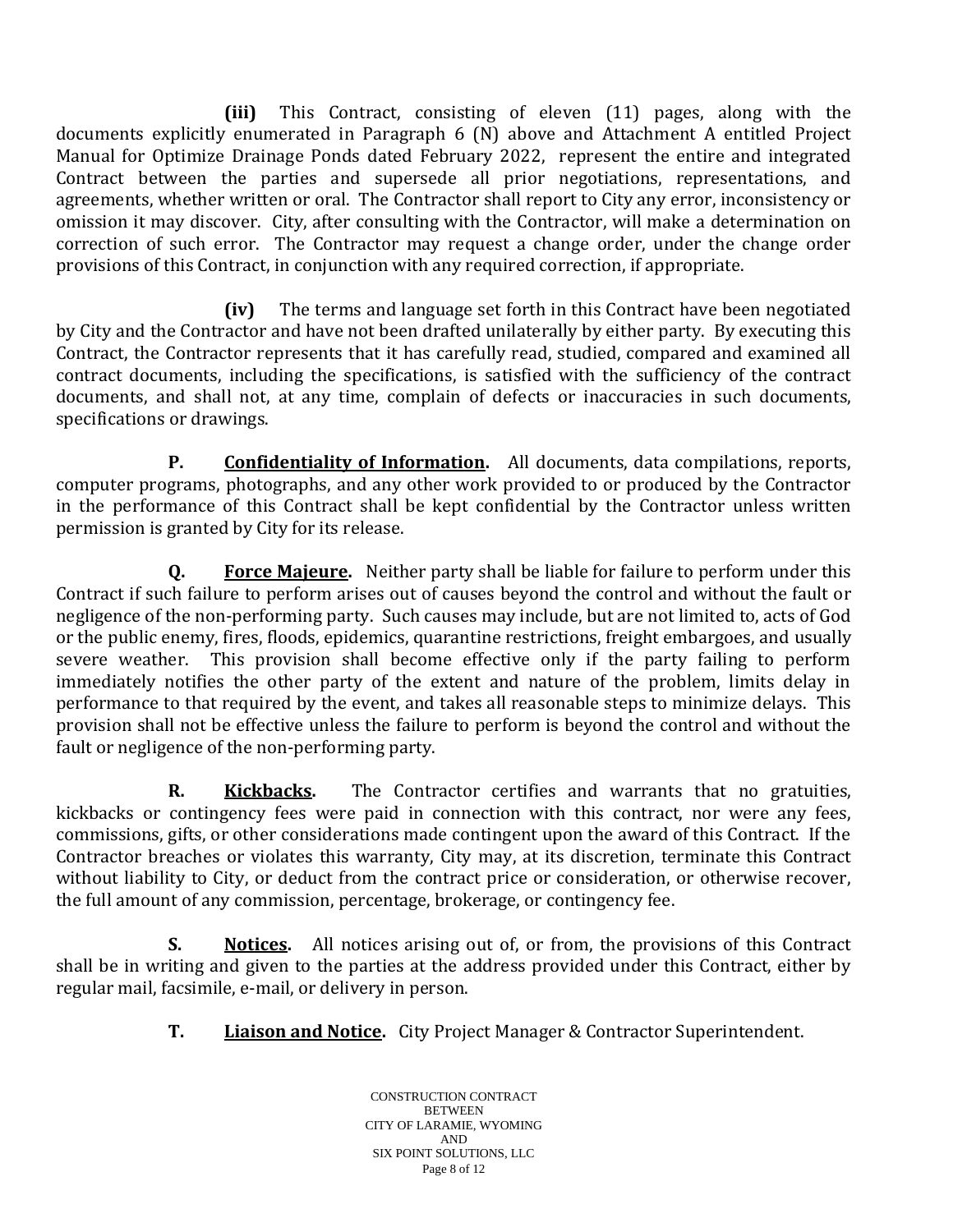**(iii)** This Contract, consisting of eleven (11) pages, along with the documents explicitly enumerated in Paragraph 6 (N) above and Attachment A entitled Project Manual for Optimize Drainage Ponds dated February 2022, represent the entire and integrated Contract between the parties and supersede all prior negotiations, representations, and agreements, whether written or oral. The Contractor shall report to City any error, inconsistency or omission it may discover. City, after consulting with the Contractor, will make a determination on correction of such error. The Contractor may request a change order, under the change order provisions of this Contract, in conjunction with any required correction, if appropriate.

**(iv)** The terms and language set forth in this Contract have been negotiated by City and the Contractor and have not been drafted unilaterally by either party. By executing this Contract, the Contractor represents that it has carefully read, studied, compared and examined all contract documents, including the specifications, is satisfied with the sufficiency of the contract documents, and shall not, at any time, complain of defects or inaccuracies in such documents, specifications or drawings.

**P. Confidentiality of Information.** All documents, data compilations, reports, computer programs, photographs, and any other work provided to or produced by the Contractor in the performance of this Contract shall be kept confidential by the Contractor unless written permission is granted by City for its release.

**Q. Force Majeure.** Neither party shall be liable for failure to perform under this Contract if such failure to perform arises out of causes beyond the control and without the fault or negligence of the non-performing party. Such causes may include, but are not limited to, acts of God or the public enemy, fires, floods, epidemics, quarantine restrictions, freight embargoes, and usually severe weather. This provision shall become effective only if the party failing to perform immediately notifies the other party of the extent and nature of the problem, limits delay in performance to that required by the event, and takes all reasonable steps to minimize delays. This provision shall not be effective unless the failure to perform is beyond the control and without the fault or negligence of the non-performing party.

**R. Kickbacks.** The Contractor certifies and warrants that no gratuities, kickbacks or contingency fees were paid in connection with this contract, nor were any fees, commissions, gifts, or other considerations made contingent upon the award of this Contract. If the Contractor breaches or violates this warranty, City may, at its discretion, terminate this Contract without liability to City, or deduct from the contract price or consideration, or otherwise recover, the full amount of any commission, percentage, brokerage, or contingency fee.

**S. Notices.** All notices arising out of, or from, the provisions of this Contract shall be in writing and given to the parties at the address provided under this Contract, either by regular mail, facsimile, e-mail, or delivery in person.

**T. Liaison and Notice.** City Project Manager & Contractor Superintendent.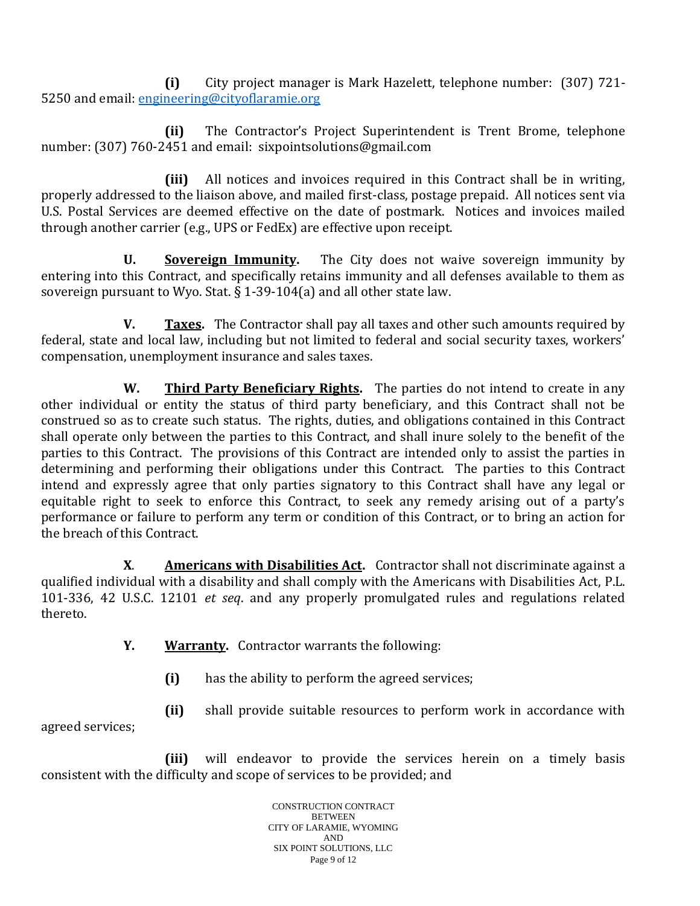**(i)** City project manager is Mark Hazelett, telephone number: (307) 721-5250 and email: engineering@cityoflaramie.org

**(ii)** The Contractor's Project Superintendent is Trent Brome, telephone number: (307) 760-2451 and email: sixpointsolutions@gmail.com

**(iii)** All notices and invoices required in this Contract shall be in writing, properly addressed to the liaison above, and mailed first-class, postage prepaid. All notices sent via U.S. Postal Services are deemed effective on the date of postmark. Notices and invoices mailed through another carrier (e.g., UPS or FedEx) are effective upon receipt.

**U.** **Sovereign Immunity.** The City does not waive sovereign immunity by entering into this Contract, and specifically retains immunity and all defenses available to them as sovereign pursuant to Wyo. Stat. § 1-39-104(a) and all other state law.

**V.** **Taxes.** The Contractor shall pay all taxes and other such amounts required by federal, state and local law, including but not limited to federal and social security taxes, workers' compensation, unemployment insurance and sales taxes.

**W.** **Third Party Beneficiary Rights.** The parties do not intend to create in any other individual or entity the status of third party beneficiary, and this Contract shall not be construed so as to create such status. The rights, duties, and obligations contained in this Contract shall operate only between the parties to this Contract, and shall inure solely to the benefit of the parties to this Contract. The provisions of this Contract are intended only to assist the parties in determining and performing their obligations under this Contract. The parties to this Contract intend and expressly agree that only parties signatory to this Contract shall have any legal or equitable right to seek to enforce this Contract, to seek any remedy arising out of a party's performance or failure to perform any term or condition of this Contract, or to bring an action for the breach of this Contract.

**X.** **Americans with Disabilities Act.** Contractor shall not discriminate against a qualified individual with a disability and shall comply with the Americans with Disabilities Act, P.L. 101-336, 42 U.S.C. 12101 *et seq*. and any properly promulgated rules and regulations related thereto.

**Y.** **Warranty.** Contractor warrants the following:

**(i)** has the ability to perform the agreed services;

**(ii)** shall provide suitable resources to perform work in accordance with agreed services;

**(iii)** will endeavor to provide the services herein on a timely basis consistent with the difficulty and scope of services to be provided; and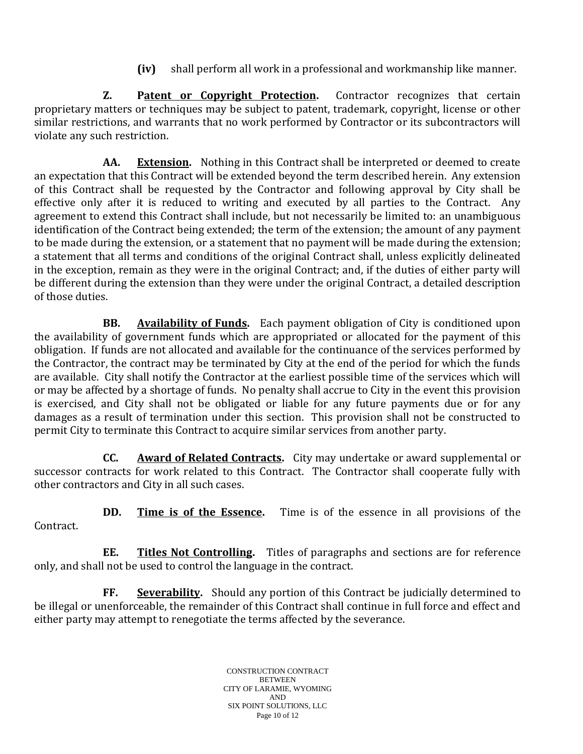**(iv)** shall perform all work in a professional and workmanship like manner.

**Z. Patent or Copyright Protection.** Contractor recognizes that certain proprietary matters or techniques may be subject to patent, trademark, copyright, license or other similar restrictions, and warrants that no work performed by Contractor or its subcontractors will violate any such restriction.

**AA. Extension.** Nothing in this Contract shall be interpreted or deemed to create an expectation that this Contract will be extended beyond the term described herein. Any extension of this Contract shall be requested by the Contractor and following approval by City shall be effective only after it is reduced to writing and executed by all parties to the Contract. Any agreement to extend this Contract shall include, but not necessarily be limited to: an unambiguous identification of the Contract being extended; the term of the extension; the amount of any payment to be made during the extension, or a statement that no payment will be made during the extension; a statement that all terms and conditions of the original Contract shall, unless explicitly delineated in the exception, remain as they were in the original Contract; and, if the duties of either party will be different during the extension than they were under the original Contract, a detailed description of those duties.

**BB. Availability of Funds.** Each payment obligation of City is conditioned upon the availability of government funds which are appropriated or allocated for the payment of this obligation. If funds are not allocated and available for the continuance of the services performed by the Contractor, the contract may be terminated by City at the end of the period for which the funds are available. City shall notify the Contractor at the earliest possible time of the services which will or may be affected by a shortage of funds. No penalty shall accrue to City in the event this provision is exercised, and City shall not be obligated or liable for any future payments due or for any damages as a result of termination under this section. This provision shall not be constructed to permit City to terminate this Contract to acquire similar services from another party.

**CC. Award of Related Contracts.** City may undertake or award supplemental or successor contracts for work related to this Contract. The Contractor shall cooperate fully with other contractors and City in all such cases.

**DD. Time is of the Essence.** Time is of the essence in all provisions of the Contract.

**EE. Titles Not Controlling.** Titles of paragraphs and sections are for reference only, and shall not be used to control the language in the contract.

**FF. Severability.** Should any portion of this Contract be judicially determined to be illegal or unenforceable, the remainder of this Contract shall continue in full force and effect and either party may attempt to renegotiate the terms affected by the severance.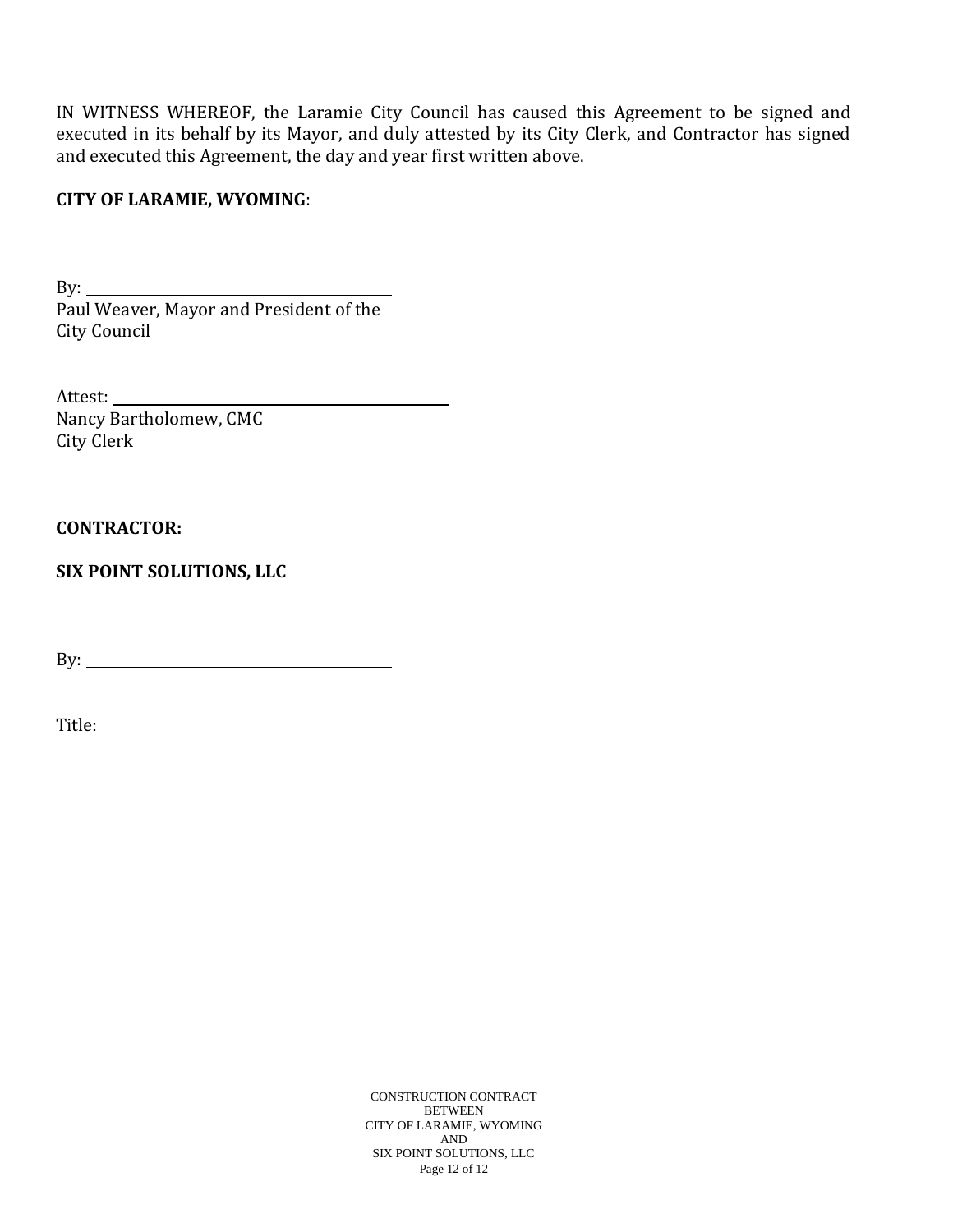IN WITNESS WHEREOF, the Laramie City Council has caused this Agreement to be signed and executed in its behalf by its Mayor, and duly attested by its City Clerk, and Contractor has signed and executed this Agreement, the day and year first written above.

**CITY OF LARAMIE, WYOMING**:

By: ________________________________________
Paul Weaver, Mayor and President of the
City Council

Attest: ____________________________________________
Nancy Bartholomew, CMC
City Clerk

**CONTRACTOR:**

**SIX POINT SOLUTIONS, LLC**

By: ________________________________________

Title: ______________________________________